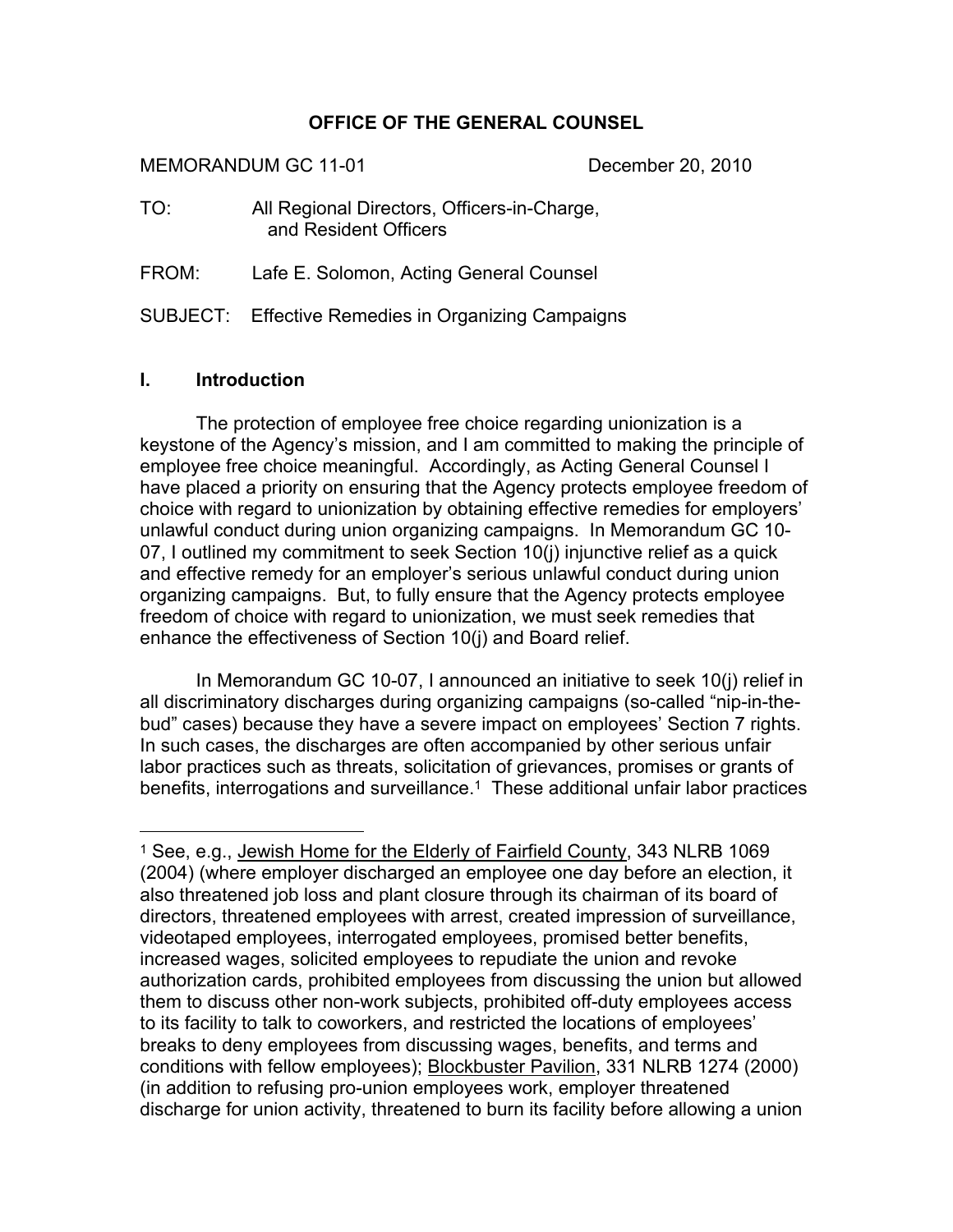**OFFICE OF THE GENERAL COUNSEL**

MEMORANDUM GC 11-01 December 20, 2010

TO: All Regional Directors, Officers-in-Charge, and Resident Officers

FROM: Lafe E. Solomon, Acting General Counsel

SUBJECT: Effective Remedies in Organizing Campaigns

## I. Introduction

The protection of employee free choice regarding unionization is a keystone of the Agency's mission, and I am committed to making the principle of employee free choice meaningful. Accordingly, as Acting General Counsel I have placed a priority on ensuring that the Agency protects employee freedom of choice with regard to unionization by obtaining effective remedies for employers' unlawful conduct during union organizing campaigns. In Memorandum GC 10-07, I outlined my commitment to seek Section 10(j) injunctive relief as a quick and effective remedy for an employer's serious unlawful conduct during union organizing campaigns. But, to fully ensure that the Agency protects employee freedom of choice with regard to unionization, we must seek remedies that enhance the effectiveness of Section 10(j) and Board relief.

In Memorandum GC 10-07, I announced an initiative to seek 10(j) relief in all discriminatory discharges during organizing campaigns (so-called "nip-in-the-bud" cases) because they have a severe impact on employees' Section 7 rights. In such cases, the discharges are often accompanied by other serious unfair labor practices such as threats, solicitation of grievances, promises or grants of benefits, interrogations and surveillance.[1] These additional unfair labor practices

---

[1] See, e.g., Jewish Home for the Elderly of Fairfield County, 343 NLRB 1069 (2004) (where employer discharged an employee one day before an election, it also threatened job loss and plant closure through its chairman of its board of directors, threatened employees with arrest, created impression of surveillance, videotaped employees, interrogated employees, promised better benefits, increased wages, solicited employees to repudiate the union and revoke authorization cards, prohibited employees from discussing the union but allowed them to discuss other non-work subjects, prohibited off-duty employees access to its facility to talk to coworkers, and restricted the locations of employees' breaks to deny employees from discussing wages, benefits, and terms and conditions with fellow employees); Blockbuster Pavilion, 331 NLRB 1274 (2000) (in addition to refusing pro-union employees work, employer threatened discharge for union activity, threatened to burn its facility before allowing a union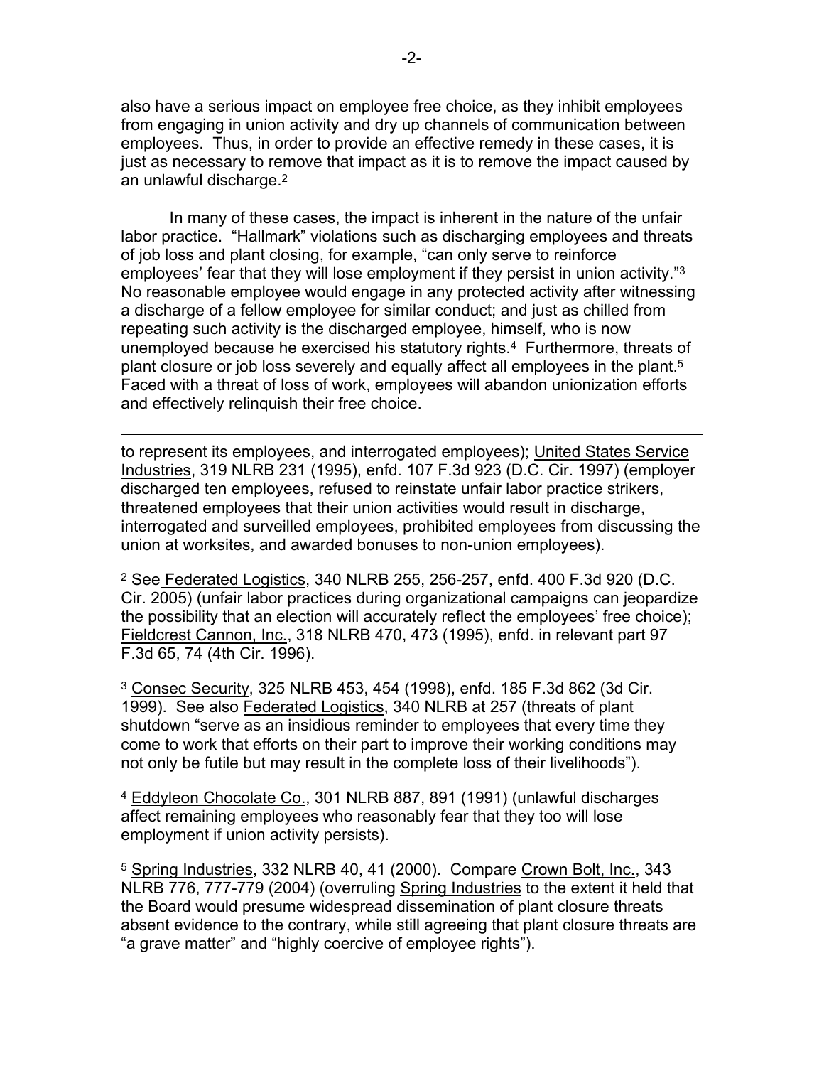also have a serious impact on employee free choice, as they inhibit employees from engaging in union activity and dry up channels of communication between employees. Thus, in order to provide an effective remedy in these cases, it is just as necessary to remove that impact as it is to remove the impact caused by an unlawful discharge.[2]

In many of these cases, the impact is inherent in the nature of the unfair labor practice. "Hallmark" violations such as discharging employees and threats of job loss and plant closing, for example, "can only serve to reinforce employees' fear that they will lose employment if they persist in union activity."[3] No reasonable employee would engage in any protected activity after witnessing a discharge of a fellow employee for similar conduct; and just as chilled from repeating such activity is the discharged employee, himself, who is now unemployed because he exercised his statutory rights.[4] Furthermore, threats of plant closure or job loss severely and equally affect all employees in the plant.[5] Faced with a threat of loss of work, employees will abandon unionization efforts and effectively relinquish their free choice.

---

to represent its employees, and interrogated employees); United States Service Industries, 319 NLRB 231 (1995), enfd. 107 F.3d 923 (D.C. Cir. 1997) (employer discharged ten employees, refused to reinstate unfair labor practice strikers, threatened employees that their union activities would result in discharge, interrogated and surveilled employees, prohibited employees from discussing the union at worksites, and awarded bonuses to non-union employees).

[2] See Federated Logistics, 340 NLRB 255, 256-257, enfd. 400 F.3d 920 (D.C. Cir. 2005) (unfair labor practices during organizational campaigns can jeopardize the possibility that an election will accurately reflect the employees' free choice); Fieldcrest Cannon, Inc., 318 NLRB 470, 473 (1995), enfd. in relevant part 97 F.3d 65, 74 (4th Cir. 1996).

[3] Consec Security, 325 NLRB 453, 454 (1998), enfd. 185 F.3d 862 (3d Cir. 1999). See also Federated Logistics, 340 NLRB at 257 (threats of plant shutdown "serve as an insidious reminder to employees that every time they come to work that efforts on their part to improve their working conditions may not only be futile but may result in the complete loss of their livelihoods").

[4] Eddyleon Chocolate Co., 301 NLRB 887, 891 (1991) (unlawful discharges affect remaining employees who reasonably fear that they too will lose employment if union activity persists).

[5] Spring Industries, 332 NLRB 40, 41 (2000). Compare Crown Bolt, Inc., 343 NLRB 776, 777-779 (2004) (overruling Spring Industries to the extent it held that the Board would presume widespread dissemination of plant closure threats absent evidence to the contrary, while still agreeing that plant closure threats are "a grave matter" and "highly coercive of employee rights").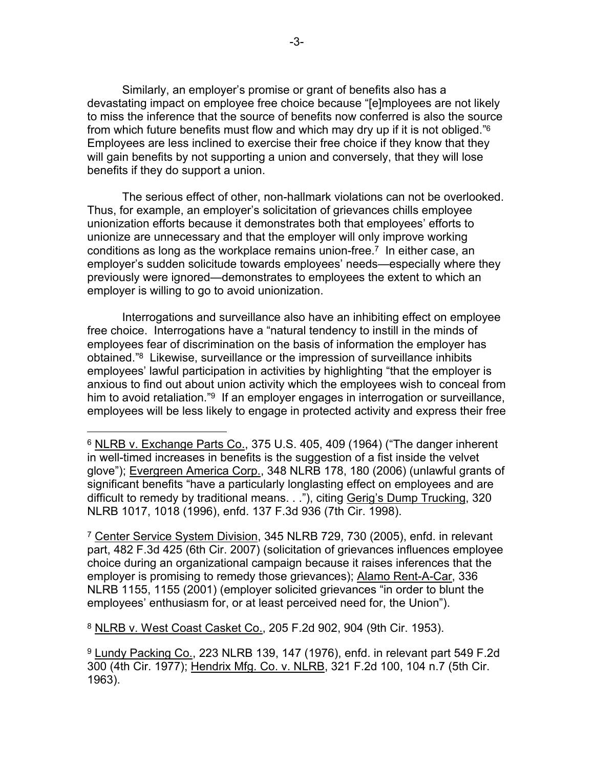Similarly, an employer's promise or grant of benefits also has a devastating impact on employee free choice because "[e]mployees are not likely to miss the inference that the source of benefits now conferred is also the source from which future benefits must flow and which may dry up if it is not obliged."[6] Employees are less inclined to exercise their free choice if they know that they will gain benefits by not supporting a union and conversely, that they will lose benefits if they do support a union.

The serious effect of other, non-hallmark violations can not be overlooked. Thus, for example, an employer's solicitation of grievances chills employee unionization efforts because it demonstrates both that employees' efforts to unionize are unnecessary and that the employer will only improve working conditions as long as the workplace remains union-free.[7] In either case, an employer's sudden solicitude towards employees' needs—especially where they previously were ignored—demonstrates to employees the extent to which an employer is willing to go to avoid unionization.

Interrogations and surveillance also have an inhibiting effect on employee free choice. Interrogations have a "natural tendency to instill in the minds of employees fear of discrimination on the basis of information the employer has obtained."[8] Likewise, surveillance or the impression of surveillance inhibits employees' lawful participation in activities by highlighting "that the employer is anxious to find out about union activity which the employees wish to conceal from him to avoid retaliation."[9] If an employer engages in interrogation or surveillance, employees will be less likely to engage in protected activity and express their free

---

[6] NLRB v. Exchange Parts Co., 375 U.S. 405, 409 (1964) ("The danger inherent in well-timed increases in benefits is the suggestion of a fist inside the velvet glove"); Evergreen America Corp., 348 NLRB 178, 180 (2006) (unlawful grants of significant benefits "have a particularly longlasting effect on employees and are difficult to remedy by traditional means. . ."), citing Gerig's Dump Trucking, 320 NLRB 1017, 1018 (1996), enfd. 137 F.3d 936 (7th Cir. 1998).

[7] Center Service System Division, 345 NLRB 729, 730 (2005), enfd. in relevant part, 482 F.3d 425 (6th Cir. 2007) (solicitation of grievances influences employee choice during an organizational campaign because it raises inferences that the employer is promising to remedy those grievances); Alamo Rent-A-Car, 336 NLRB 1155, 1155 (2001) (employer solicited grievances "in order to blunt the employees' enthusiasm for, or at least perceived need for, the Union").

[8] NLRB v. West Coast Casket Co., 205 F.2d 902, 904 (9th Cir. 1953).

[9] Lundy Packing Co., 223 NLRB 139, 147 (1976), enfd. in relevant part 549 F.2d 300 (4th Cir. 1977); Hendrix Mfg. Co. v. NLRB, 321 F.2d 100, 104 n.7 (5th Cir. 1963).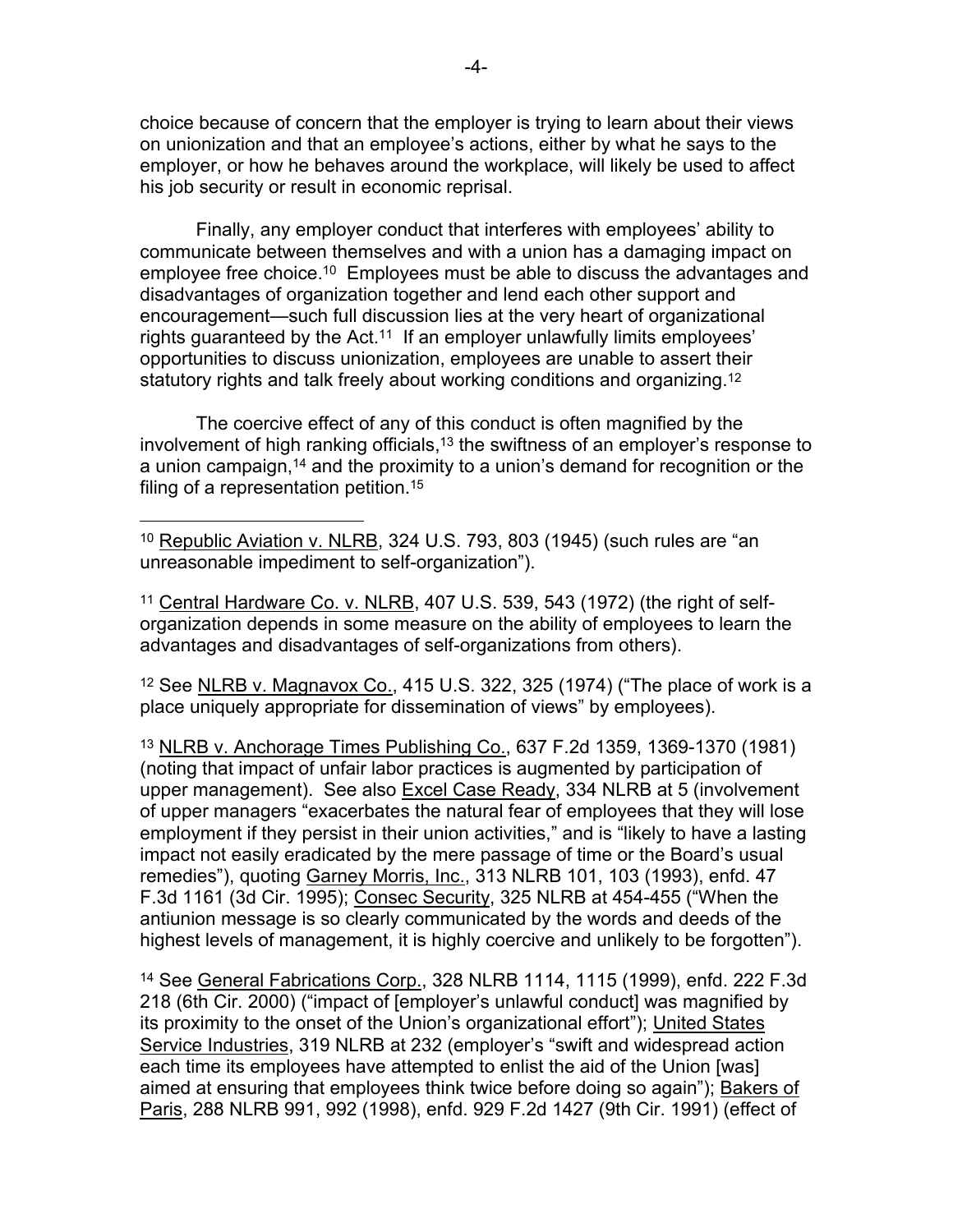choice because of concern that the employer is trying to learn about their views on unionization and that an employee's actions, either by what he says to the employer, or how he behaves around the workplace, will likely be used to affect his job security or result in economic reprisal.

Finally, any employer conduct that interferes with employees' ability to communicate between themselves and with a union has a damaging impact on employee free choice.[10] Employees must be able to discuss the advantages and disadvantages of organization together and lend each other support and encouragement—such full discussion lies at the very heart of organizational rights guaranteed by the Act.[11] If an employer unlawfully limits employees' opportunities to discuss unionization, employees are unable to assert their statutory rights and talk freely about working conditions and organizing.[12]

The coercive effect of any of this conduct is often magnified by the involvement of high ranking officials,[13] the swiftness of an employer's response to a union campaign,[14] and the proximity to a union's demand for recognition or the filing of a representation petition.[15]

---

[10] Republic Aviation v. NLRB, 324 U.S. 793, 803 (1945) (such rules are "an unreasonable impediment to self-organization").

[11] Central Hardware Co. v. NLRB, 407 U.S. 539, 543 (1972) (the right of self-organization depends in some measure on the ability of employees to learn the advantages and disadvantages of self-organizations from others).

[12] See NLRB v. Magnavox Co., 415 U.S. 322, 325 (1974) ("The place of work is a place uniquely appropriate for dissemination of views" by employees).

[13] NLRB v. Anchorage Times Publishing Co., 637 F.2d 1359, 1369-1370 (1981) (noting that impact of unfair labor practices is augmented by participation of upper management). See also Excel Case Ready, 334 NLRB at 5 (involvement of upper managers "exacerbates the natural fear of employees that they will lose employment if they persist in their union activities," and is "likely to have a lasting impact not easily eradicated by the mere passage of time or the Board's usual remedies"), quoting Garney Morris, Inc., 313 NLRB 101, 103 (1993), enfd. 47 F.3d 1161 (3d Cir. 1995); Consec Security, 325 NLRB at 454-455 ("When the antiunion message is so clearly communicated by the words and deeds of the highest levels of management, it is highly coercive and unlikely to be forgotten").

[14] See General Fabrications Corp., 328 NLRB 1114, 1115 (1999), enfd. 222 F.3d 218 (6th Cir. 2000) ("impact of [employer's unlawful conduct] was magnified by its proximity to the onset of the Union's organizational effort"); United States Service Industries, 319 NLRB at 232 (employer's "swift and widespread action each time its employees have attempted to enlist the aid of the Union [was] aimed at ensuring that employees think twice before doing so again"); Bakers of Paris, 288 NLRB 991, 992 (1998), enfd. 929 F.2d 1427 (9th Cir. 1991) (effect of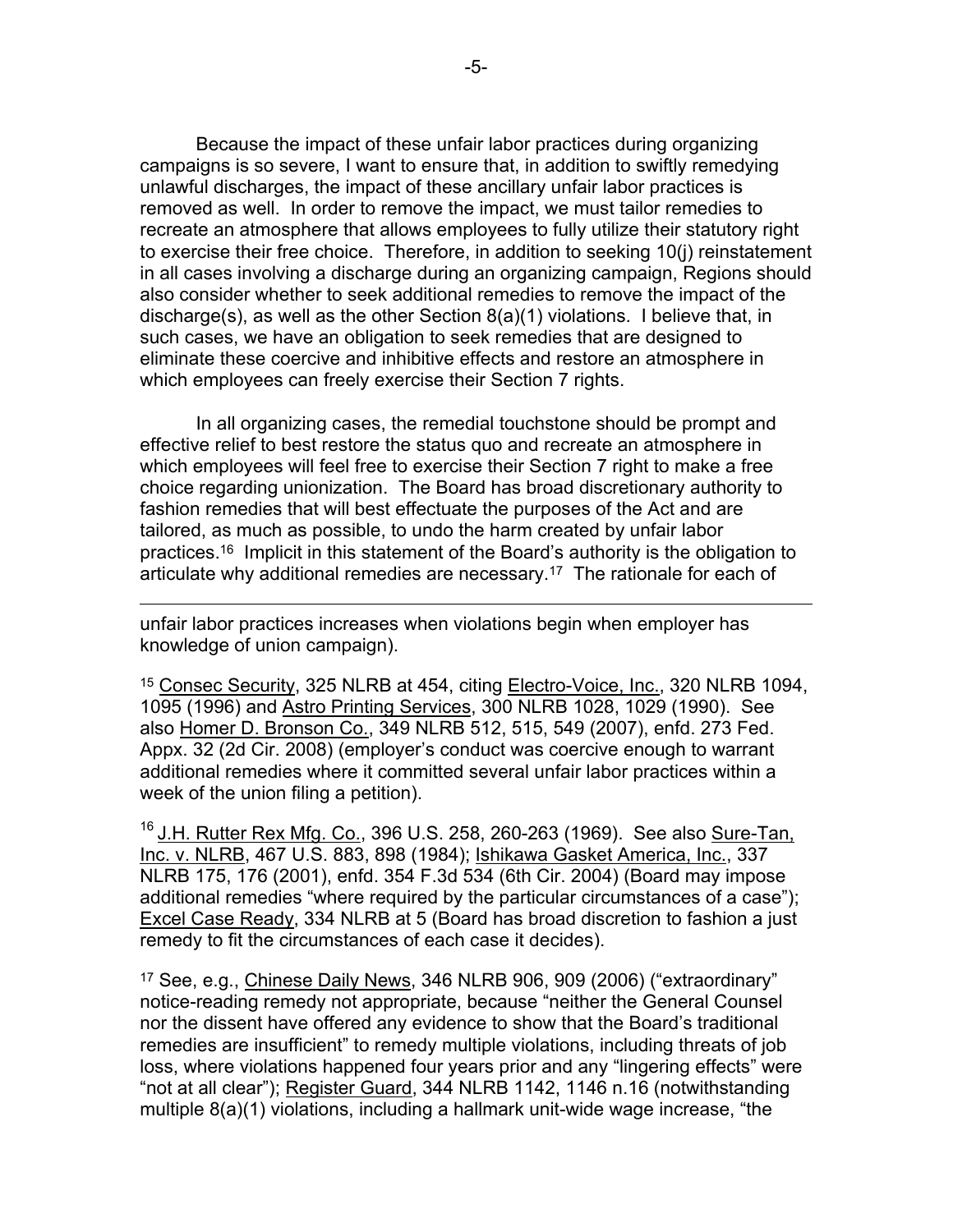Because the impact of these unfair labor practices during organizing campaigns is so severe, I want to ensure that, in addition to swiftly remedying unlawful discharges, the impact of these ancillary unfair labor practices is removed as well. In order to remove the impact, we must tailor remedies to recreate an atmosphere that allows employees to fully utilize their statutory right to exercise their free choice. Therefore, in addition to seeking 10(j) reinstatement in all cases involving a discharge during an organizing campaign, Regions should also consider whether to seek additional remedies to remove the impact of the discharge(s), as well as the other Section 8(a)(1) violations. I believe that, in such cases, we have an obligation to seek remedies that are designed to eliminate these coercive and inhibitive effects and restore an atmosphere in which employees can freely exercise their Section 7 rights.

In all organizing cases, the remedial touchstone should be prompt and effective relief to best restore the status quo and recreate an atmosphere in which employees will feel free to exercise their Section 7 right to make a free choice regarding unionization. The Board has broad discretionary authority to fashion remedies that will best effectuate the purposes of the Act and are tailored, as much as possible, to undo the harm created by unfair labor practices.[16] Implicit in this statement of the Board's authority is the obligation to articulate why additional remedies are necessary.[17] The rationale for each of

---

unfair labor practices increases when violations begin when employer has knowledge of union campaign).

[15] Consec Security, 325 NLRB at 454, citing Electro-Voice, Inc., 320 NLRB 1094, 1095 (1996) and Astro Printing Services, 300 NLRB 1028, 1029 (1990). See also Homer D. Bronson Co., 349 NLRB 512, 515, 549 (2007), enfd. 273 Fed. Appx. 32 (2d Cir. 2008) (employer's conduct was coercive enough to warrant additional remedies where it committed several unfair labor practices within a week of the union filing a petition).

[16] J.H. Rutter Rex Mfg. Co., 396 U.S. 258, 260-263 (1969). See also Sure-Tan, Inc. v. NLRB, 467 U.S. 883, 898 (1984); Ishikawa Gasket America, Inc., 337 NLRB 175, 176 (2001), enfd. 354 F.3d 534 (6th Cir. 2004) (Board may impose additional remedies "where required by the particular circumstances of a case"); Excel Case Ready, 334 NLRB at 5 (Board has broad discretion to fashion a just remedy to fit the circumstances of each case it decides).

[17] See, e.g., Chinese Daily News, 346 NLRB 906, 909 (2006) ("extraordinary" notice-reading remedy not appropriate, because "neither the General Counsel nor the dissent have offered any evidence to show that the Board's traditional remedies are insufficient" to remedy multiple violations, including threats of job loss, where violations happened four years prior and any "lingering effects" were "not at all clear"); Register Guard, 344 NLRB 1142, 1146 n.16 (notwithstanding multiple 8(a)(1) violations, including a hallmark unit-wide wage increase, "the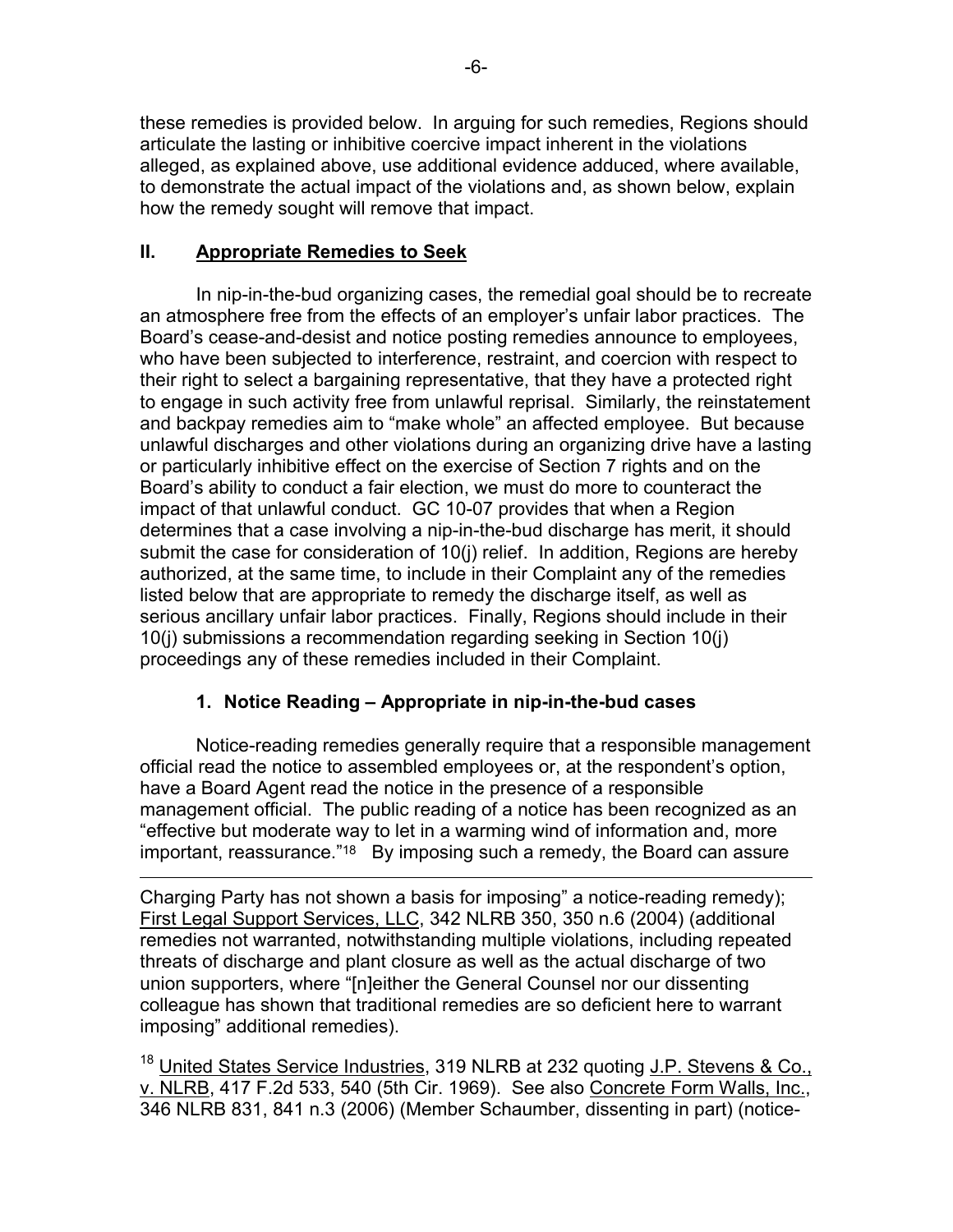these remedies is provided below. In arguing for such remedies, Regions should articulate the lasting or inhibitive coercive impact inherent in the violations alleged, as explained above, use additional evidence adduced, where available, to demonstrate the actual impact of the violations and, as shown below, explain how the remedy sought will remove that impact.

## II. Appropriate Remedies to Seek

In nip-in-the-bud organizing cases, the remedial goal should be to recreate an atmosphere free from the effects of an employer's unfair labor practices. The Board's cease-and-desist and notice posting remedies announce to employees, who have been subjected to interference, restraint, and coercion with respect to their right to select a bargaining representative, that they have a protected right to engage in such activity free from unlawful reprisal. Similarly, the reinstatement and backpay remedies aim to "make whole" an affected employee. But because unlawful discharges and other violations during an organizing drive have a lasting or particularly inhibitive effect on the exercise of Section 7 rights and on the Board's ability to conduct a fair election, we must do more to counteract the impact of that unlawful conduct. GC 10-07 provides that when a Region determines that a case involving a nip-in-the-bud discharge has merit, it should submit the case for consideration of 10(j) relief. In addition, Regions are hereby authorized, at the same time, to include in their Complaint any of the remedies listed below that are appropriate to remedy the discharge itself, as well as serious ancillary unfair labor practices. Finally, Regions should include in their 10(j) submissions a recommendation regarding seeking in Section 10(j) proceedings any of these remedies included in their Complaint.

### 1. Notice Reading – Appropriate in nip-in-the-bud cases

Notice-reading remedies generally require that a responsible management official read the notice to assembled employees or, at the respondent's option, have a Board Agent read the notice in the presence of a responsible management official. The public reading of a notice has been recognized as an "effective but moderate way to let in a warming wind of information and, more important, reassurance."[18] By imposing such a remedy, the Board can assure

---

Charging Party has not shown a basis for imposing" a notice-reading remedy); First Legal Support Services, LLC, 342 NLRB 350, 350 n.6 (2004) (additional remedies not warranted, notwithstanding multiple violations, including repeated threats of discharge and plant closure as well as the actual discharge of two union supporters, where "[n]either the General Counsel nor our dissenting colleague has shown that traditional remedies are so deficient here to warrant imposing" additional remedies).

[18] United States Service Industries, 319 NLRB at 232 quoting J.P. Stevens & Co., v. NLRB, 417 F.2d 533, 540 (5th Cir. 1969). See also Concrete Form Walls, Inc., 346 NLRB 831, 841 n.3 (2006) (Member Schaumber, dissenting in part) (notice-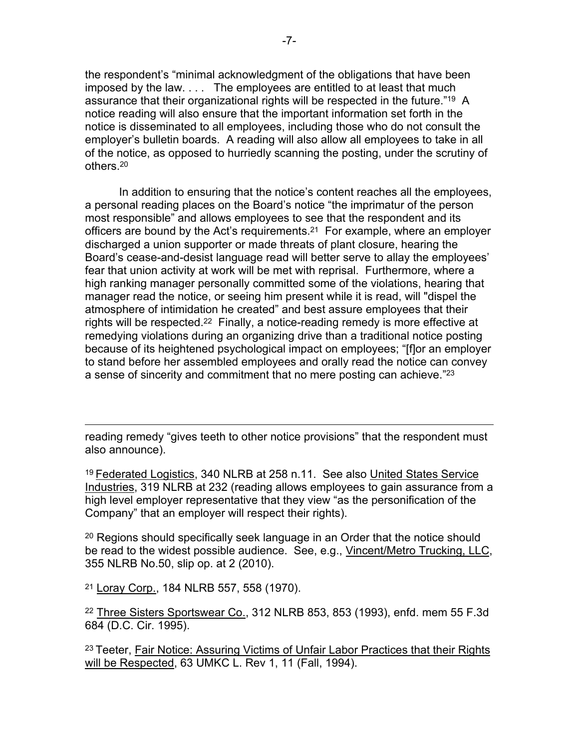the respondent's "minimal acknowledgment of the obligations that have been imposed by the law. . . . The employees are entitled to at least that much assurance that their organizational rights will be respected in the future."[19] A notice reading will also ensure that the important information set forth in the notice is disseminated to all employees, including those who do not consult the employer's bulletin boards. A reading will also allow all employees to take in all of the notice, as opposed to hurriedly scanning the posting, under the scrutiny of others.[20]

In addition to ensuring that the notice's content reaches all the employees, a personal reading places on the Board's notice "the imprimatur of the person most responsible" and allows employees to see that the respondent and its officers are bound by the Act's requirements.[21] For example, where an employer discharged a union supporter or made threats of plant closure, hearing the Board's cease-and-desist language read will better serve to allay the employees' fear that union activity at work will be met with reprisal. Furthermore, where a high ranking manager personally committed some of the violations, hearing that manager read the notice, or seeing him present while it is read, will "dispel the atmosphere of intimidation he created" and best assure employees that their rights will be respected.[22] Finally, a notice-reading remedy is more effective at remedying violations during an organizing drive than a traditional notice posting because of its heightened psychological impact on employees; "[f]or an employer to stand before her assembled employees and orally read the notice can convey a sense of sincerity and commitment that no mere posting can achieve."[23]

---

reading remedy "gives teeth to other notice provisions" that the respondent must also announce).

[19] Federated Logistics, 340 NLRB at 258 n.11. See also United States Service Industries, 319 NLRB at 232 (reading allows employees to gain assurance from a high level employer representative that they view "as the personification of the Company" that an employer will respect their rights).

[20] Regions should specifically seek language in an Order that the notice should be read to the widest possible audience. See, e.g., Vincent/Metro Trucking, LLC, 355 NLRB No.50, slip op. at 2 (2010).

[21] Loray Corp., 184 NLRB 557, 558 (1970).

[22] Three Sisters Sportswear Co., 312 NLRB 853, 853 (1993), enfd. mem 55 F.3d 684 (D.C. Cir. 1995).

[23] Teeter, Fair Notice: Assuring Victims of Unfair Labor Practices that their Rights will be Respected, 63 UMKC L. Rev 1, 11 (Fall, 1994).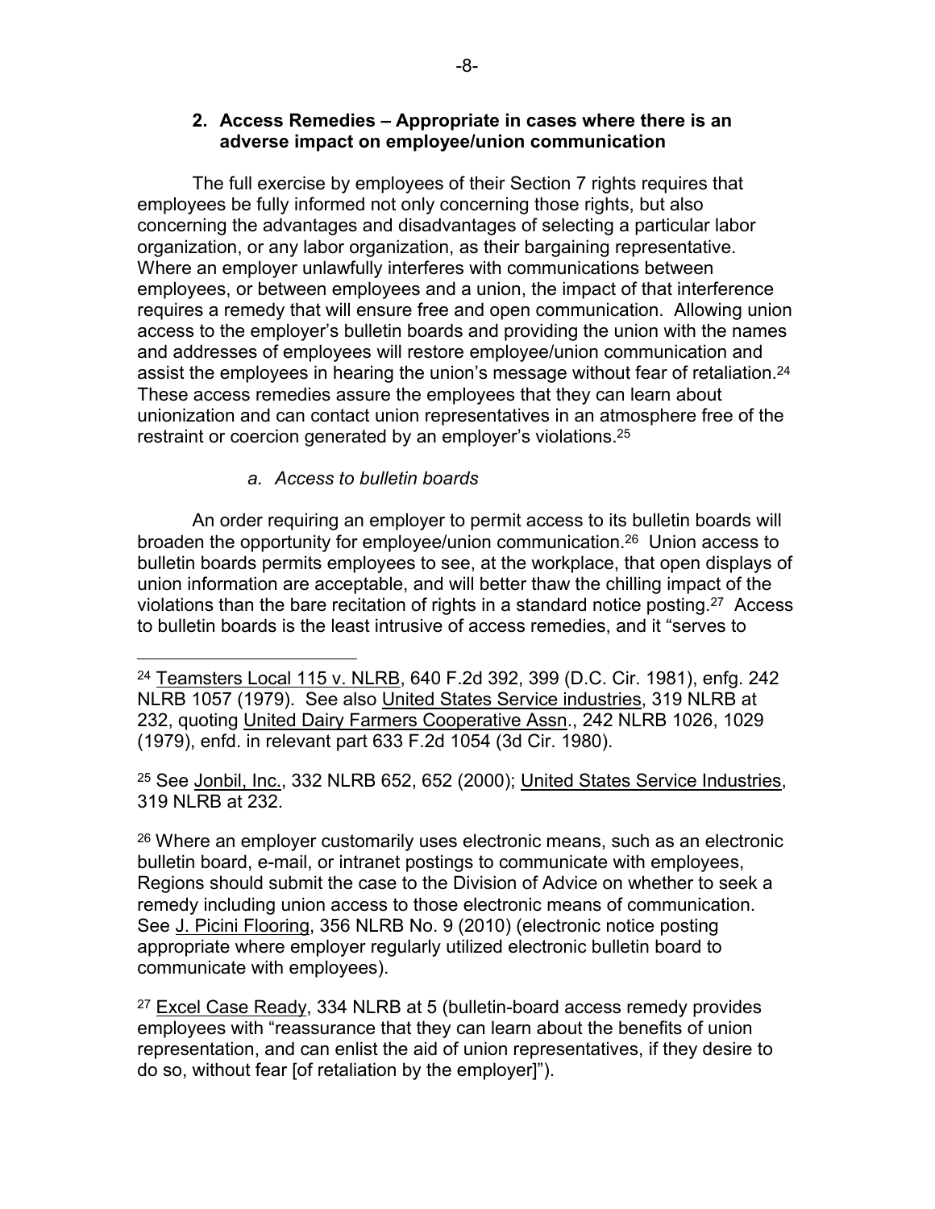## 2. Access Remedies – Appropriate in cases where there is an adverse impact on employee/union communication

The full exercise by employees of their Section 7 rights requires that employees be fully informed not only concerning those rights, but also concerning the advantages and disadvantages of selecting a particular labor organization, or any labor organization, as their bargaining representative. Where an employer unlawfully interferes with communications between employees, or between employees and a union, the impact of that interference requires a remedy that will ensure free and open communication. Allowing union access to the employer's bulletin boards and providing the union with the names and addresses of employees will restore employee/union communication and assist the employees in hearing the union's message without fear of retaliation.[24] These access remedies assure the employees that they can learn about unionization and can contact union representatives in an atmosphere free of the restraint or coercion generated by an employer's violations.[25]

### *a. Access to bulletin boards*

An order requiring an employer to permit access to its bulletin boards will broaden the opportunity for employee/union communication.[26] Union access to bulletin boards permits employees to see, at the workplace, that open displays of union information are acceptable, and will better thaw the chilling impact of the violations than the bare recitation of rights in a standard notice posting.[27] Access to bulletin boards is the least intrusive of access remedies, and it "serves to

---

[24] Teamsters Local 115 v. NLRB, 640 F.2d 392, 399 (D.C. Cir. 1981), enfg. 242 NLRB 1057 (1979). See also United States Service industries, 319 NLRB at 232, quoting United Dairy Farmers Cooperative Assn., 242 NLRB 1026, 1029 (1979), enfd. in relevant part 633 F.2d 1054 (3d Cir. 1980).

[25] See Jonbil, Inc., 332 NLRB 652, 652 (2000); United States Service Industries, 319 NLRB at 232.

[26] Where an employer customarily uses electronic means, such as an electronic bulletin board, e-mail, or intranet postings to communicate with employees, Regions should submit the case to the Division of Advice on whether to seek a remedy including union access to those electronic means of communication. See J. Picini Flooring, 356 NLRB No. 9 (2010) (electronic notice posting appropriate where employer regularly utilized electronic bulletin board to communicate with employees).

[27] Excel Case Ready, 334 NLRB at 5 (bulletin-board access remedy provides employees with "reassurance that they can learn about the benefits of union representation, and can enlist the aid of union representatives, if they desire to do so, without fear [of retaliation by the employer]").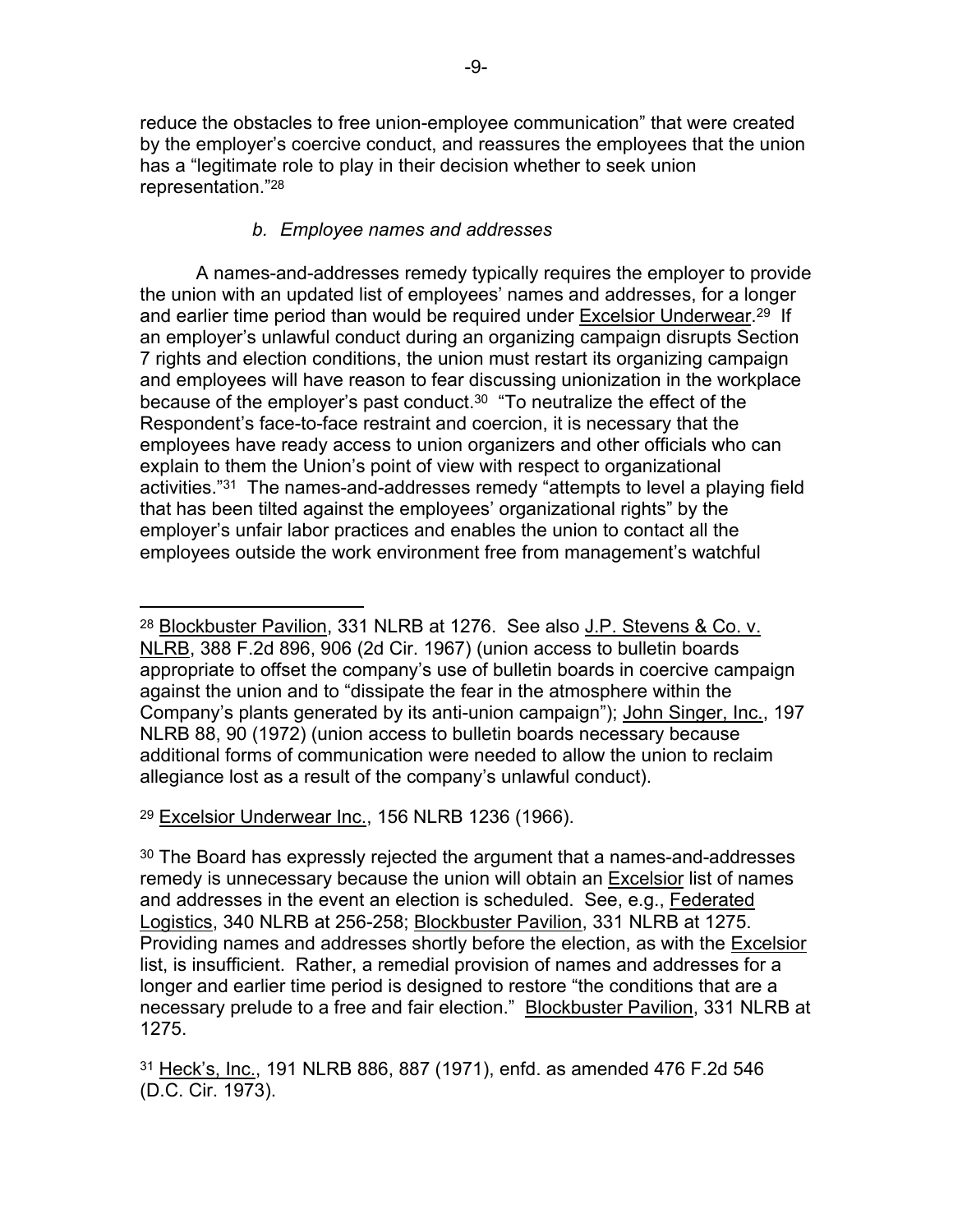reduce the obstacles to free union-employee communication" that were created by the employer's coercive conduct, and reassures the employees that the union has a "legitimate role to play in their decision whether to seek union representation."[28]

*b. Employee names and addresses*

A names-and-addresses remedy typically requires the employer to provide the union with an updated list of employees' names and addresses, for a longer and earlier time period than would be required under Excelsior Underwear.[29] If an employer's unlawful conduct during an organizing campaign disrupts Section 7 rights and election conditions, the union must restart its organizing campaign and employees will have reason to fear discussing unionization in the workplace because of the employer's past conduct.[30] "To neutralize the effect of the Respondent's face-to-face restraint and coercion, it is necessary that the employees have ready access to union organizers and other officials who can explain to them the Union's point of view with respect to organizational activities."[31] The names-and-addresses remedy "attempts to level a playing field that has been tilted against the employees' organizational rights" by the employer's unfair labor practices and enables the union to contact all the employees outside the work environment free from management's watchful

---

[28] Blockbuster Pavilion, 331 NLRB at 1276. See also J.P. Stevens & Co. v. NLRB, 388 F.2d 896, 906 (2d Cir. 1967) (union access to bulletin boards appropriate to offset the company's use of bulletin boards in coercive campaign against the union and to "dissipate the fear in the atmosphere within the Company's plants generated by its anti-union campaign"); John Singer, Inc., 197 NLRB 88, 90 (1972) (union access to bulletin boards necessary because additional forms of communication were needed to allow the union to reclaim allegiance lost as a result of the company's unlawful conduct).

[29] Excelsior Underwear Inc., 156 NLRB 1236 (1966).

[30] The Board has expressly rejected the argument that a names-and-addresses remedy is unnecessary because the union will obtain an Excelsior list of names and addresses in the event an election is scheduled. See, e.g., Federated Logistics, 340 NLRB at 256-258; Blockbuster Pavilion, 331 NLRB at 1275. Providing names and addresses shortly before the election, as with the Excelsior list, is insufficient. Rather, a remedial provision of names and addresses for a longer and earlier time period is designed to restore "the conditions that are a necessary prelude to a free and fair election." Blockbuster Pavilion, 331 NLRB at 1275.

[31] Heck's, Inc., 191 NLRB 886, 887 (1971), enfd. as amended 476 F.2d 546 (D.C. Cir. 1973).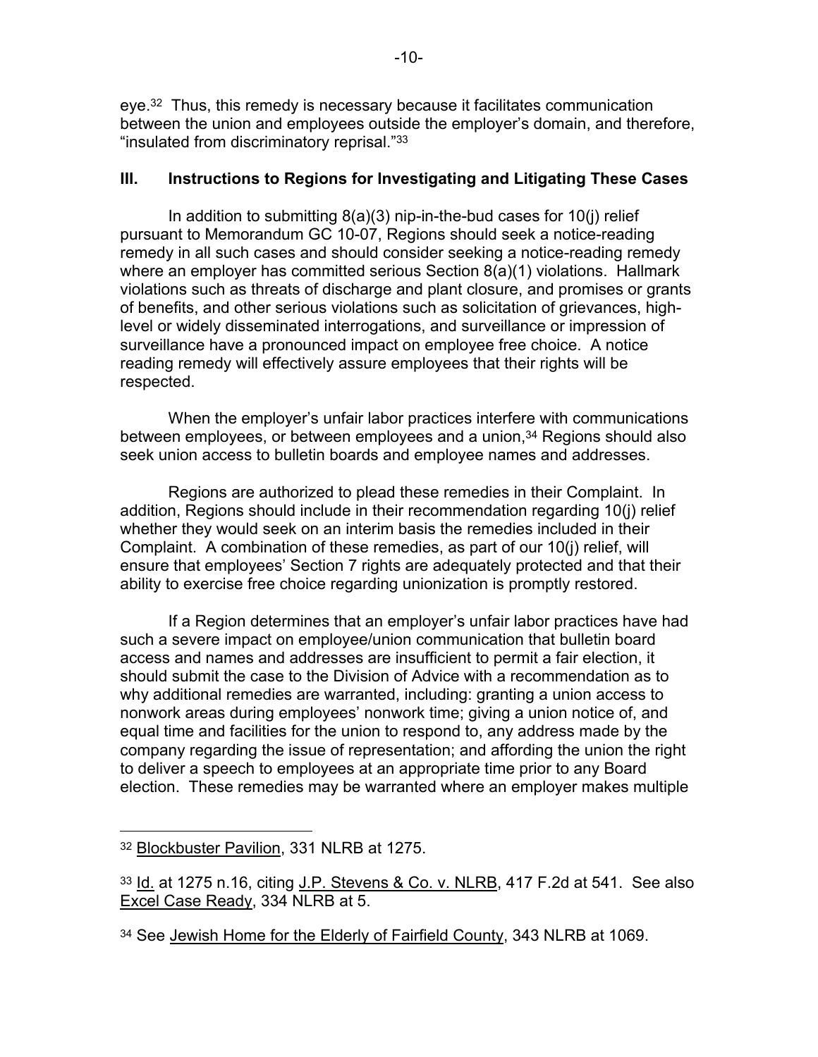eye.[32] Thus, this remedy is necessary because it facilitates communication between the union and employees outside the employer's domain, and therefore, "insulated from discriminatory reprisal."[33]

## III. Instructions to Regions for Investigating and Litigating These Cases

In addition to submitting 8(a)(3) nip-in-the-bud cases for 10(j) relief pursuant to Memorandum GC 10-07, Regions should seek a notice-reading remedy in all such cases and should consider seeking a notice-reading remedy where an employer has committed serious Section 8(a)(1) violations. Hallmark violations such as threats of discharge and plant closure, and promises or grants of benefits, and other serious violations such as solicitation of grievances, high-level or widely disseminated interrogations, and surveillance or impression of surveillance have a pronounced impact on employee free choice. A notice reading remedy will effectively assure employees that their rights will be respected.

When the employer's unfair labor practices interfere with communications between employees, or between employees and a union,[34] Regions should also seek union access to bulletin boards and employee names and addresses.

Regions are authorized to plead these remedies in their Complaint. In addition, Regions should include in their recommendation regarding 10(j) relief whether they would seek on an interim basis the remedies included in their Complaint. A combination of these remedies, as part of our 10(j) relief, will ensure that employees' Section 7 rights are adequately protected and that their ability to exercise free choice regarding unionization is promptly restored.

If a Region determines that an employer's unfair labor practices have had such a severe impact on employee/union communication that bulletin board access and names and addresses are insufficient to permit a fair election, it should submit the case to the Division of Advice with a recommendation as to why additional remedies are warranted, including: granting a union access to nonwork areas during employees' nonwork time; giving a union notice of, and equal time and facilities for the union to respond to, any address made by the company regarding the issue of representation; and affording the union the right to deliver a speech to employees at an appropriate time prior to any Board election. These remedies may be warranted where an employer makes multiple

---

[32] Blockbuster Pavilion, 331 NLRB at 1275.

[33] Id. at 1275 n.16, citing J.P. Stevens & Co. v. NLRB, 417 F.2d at 541. See also Excel Case Ready, 334 NLRB at 5.

[34] See Jewish Home for the Elderly of Fairfield County, 343 NLRB at 1069.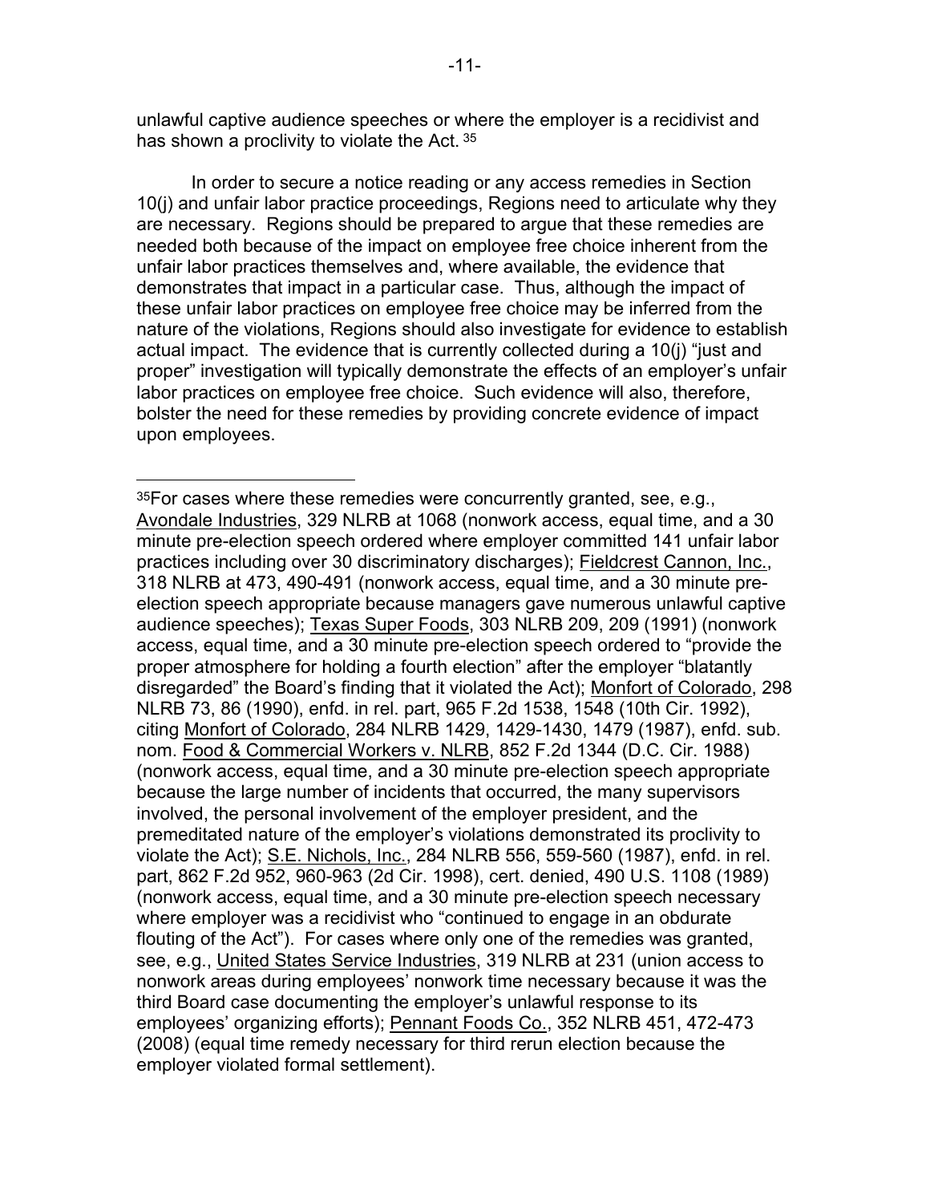unlawful captive audience speeches or where the employer is a recidivist and has shown a proclivity to violate the Act.[35]

In order to secure a notice reading or any access remedies in Section 10(j) and unfair labor practice proceedings, Regions need to articulate why they are necessary. Regions should be prepared to argue that these remedies are needed both because of the impact on employee free choice inherent from the unfair labor practices themselves and, where available, the evidence that demonstrates that impact in a particular case. Thus, although the impact of these unfair labor practices on employee free choice may be inferred from the nature of the violations, Regions should also investigate for evidence to establish actual impact. The evidence that is currently collected during a 10(j) "just and proper" investigation will typically demonstrate the effects of an employer's unfair labor practices on employee free choice. Such evidence will also, therefore, bolster the need for these remedies by providing concrete evidence of impact upon employees.

---

[35]For cases where these remedies were concurrently granted, see, e.g., Avondale Industries, 329 NLRB at 1068 (nonwork access, equal time, and a 30 minute pre-election speech ordered where employer committed 141 unfair labor practices including over 30 discriminatory discharges); Fieldcrest Cannon, Inc., 318 NLRB at 473, 490-491 (nonwork access, equal time, and a 30 minute pre-election speech appropriate because managers gave numerous unlawful captive audience speeches); Texas Super Foods, 303 NLRB 209, 209 (1991) (nonwork access, equal time, and a 30 minute pre-election speech ordered to "provide the proper atmosphere for holding a fourth election" after the employer "blatantly disregarded" the Board's finding that it violated the Act); Monfort of Colorado, 298 NLRB 73, 86 (1990), enfd. in rel. part, 965 F.2d 1538, 1548 (10th Cir. 1992), citing Monfort of Colorado, 284 NLRB 1429, 1429-1430, 1479 (1987), enfd. sub. nom. Food & Commercial Workers v. NLRB, 852 F.2d 1344 (D.C. Cir. 1988) (nonwork access, equal time, and a 30 minute pre-election speech appropriate because the large number of incidents that occurred, the many supervisors involved, the personal involvement of the employer president, and the premeditated nature of the employer's violations demonstrated its proclivity to violate the Act); S.E. Nichols, Inc., 284 NLRB 556, 559-560 (1987), enfd. in rel. part, 862 F.2d 952, 960-963 (2d Cir. 1998), cert. denied, 490 U.S. 1108 (1989) (nonwork access, equal time, and a 30 minute pre-election speech necessary where employer was a recidivist who "continued to engage in an obdurate flouting of the Act"). For cases where only one of the remedies was granted, see, e.g., United States Service Industries, 319 NLRB at 231 (union access to nonwork areas during employees' nonwork time necessary because it was the third Board case documenting the employer's unlawful response to its employees' organizing efforts); Pennant Foods Co., 352 NLRB 451, 472-473 (2008) (equal time remedy necessary for third rerun election because the employer violated formal settlement).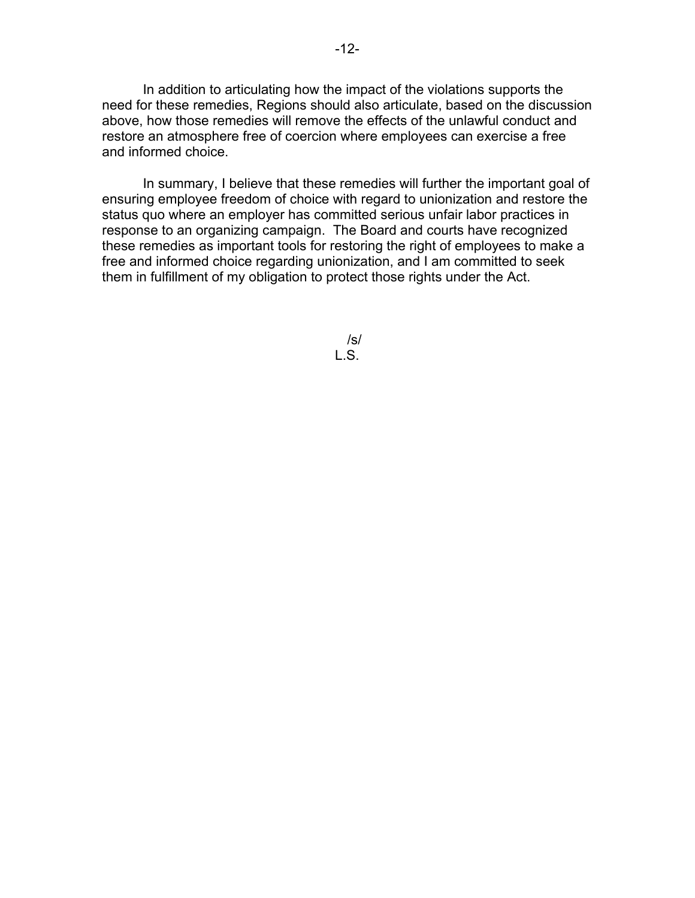In addition to articulating how the impact of the violations supports the need for these remedies, Regions should also articulate, based on the discussion above, how those remedies will remove the effects of the unlawful conduct and restore an atmosphere free of coercion where employees can exercise a free and informed choice.

In summary, I believe that these remedies will further the important goal of ensuring employee freedom of choice with regard to unionization and restore the status quo where an employer has committed serious unfair labor practices in response to an organizing campaign. The Board and courts have recognized these remedies as important tools for restoring the right of employees to make a free and informed choice regarding unionization, and I am committed to seek them in fulfillment of my obligation to protect those rights under the Act.

/s/
L.S.